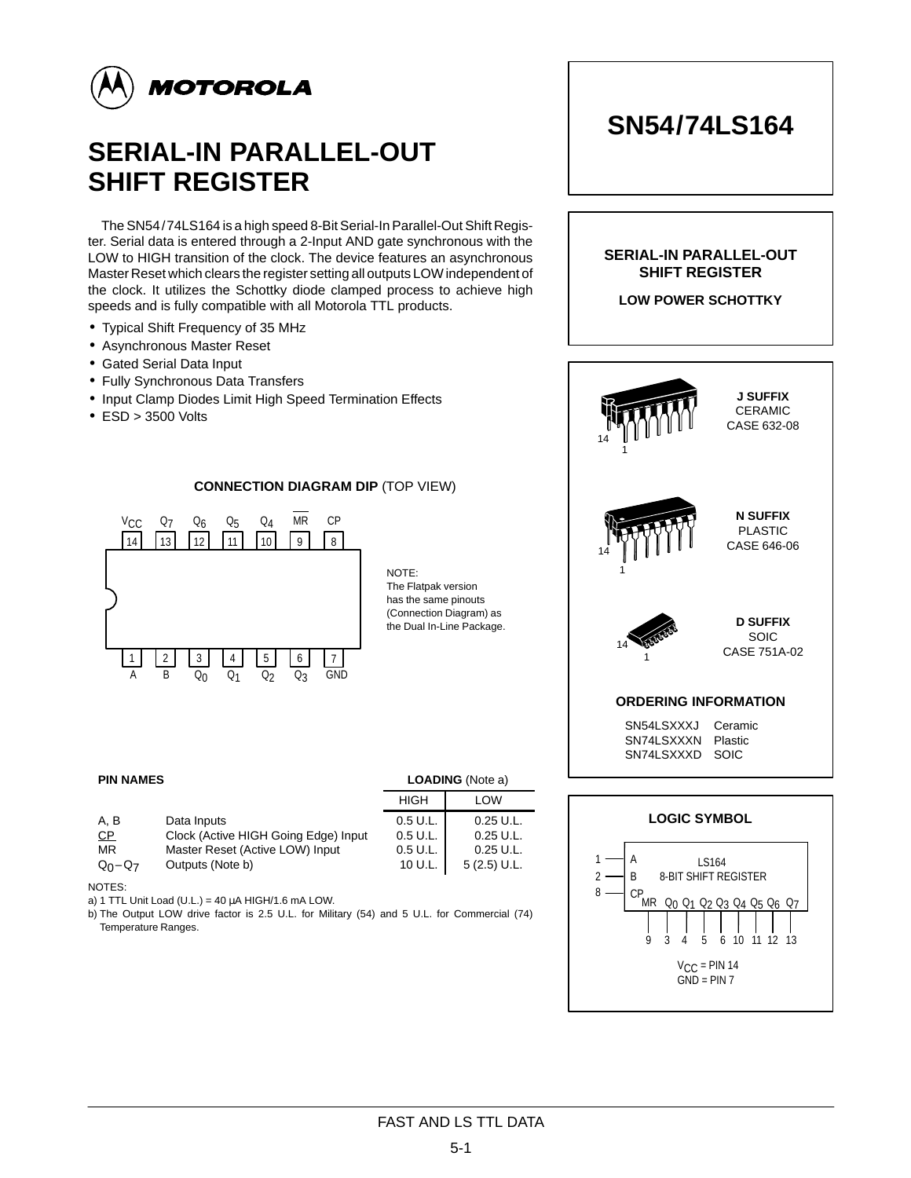MOTOROLA

# SERIAL-IN PARALLEL-OUT SHIFT REGISTER

# SN54/74LS164

The SN54/74LS164 is a high speed 8-Bit Serial-In Parallel-Out Shift Register. Serial data is entered through a 2-Input AND gate synchronous with the LOW to HIGH transition of the clock. The device features an asynchronous Master Reset which clears the register setting all outputs LOW independent of the clock. It utilizes the Schottky diode clamped process to achieve high speeds and is fully compatible with all Motorola TTL products.

- Typical Shift Frequency of 35 MHz
- Asynchronous Master Reset
- Gated Serial Data Input
- Fully Synchronous Data Transfers
- Input Clamp Diodes Limit High Speed Termination Effects
- ESD > 3500 Volts

**SERIAL-IN PARALLEL-OUT SHIFT REGISTER**

**LOW POWER SCHOTTKY**

**J SUFFIX** CERAMIC CASE 632-08

**N SUFFIX** PLASTIC CASE 646-06

**D SUFFIX** SOIC CASE 751A-02

### ORDERING INFORMATION

| | |
|---|---|
| SN54LSXXXJ | Ceramic |
| SN74LSXXXN | Plastic |
| SN74LSXXXD | SOIC |

### CONNECTION DIAGRAM DIP (TOP VIEW)

| Pin | 14 | 13 | 12 | 11 | 10 | 9 | 8 |
|---|---|---|---|---|---|---|---|
| Name | $V_{CC}$ | $Q_7$ | $Q_6$ | $Q_5$ | $Q_4$ | $\overline{MR}$ | CP |

| Pin | 1 | 2 | 3 | 4 | 5 | 6 | 7 |
|---|---|---|---|---|---|---|---|
| Name | A | B | $Q_0$ | $Q_1$ | $Q_2$ | $Q_3$ | GND |

NOTE:
The Flatpak version has the same pinouts (Connection Diagram) as the Dual In-Line Package.

### PIN NAMES

| PIN NAMES | | LOADING (Note a) HIGH | LOW |
|---|---|---|---|
| A, B | Data Inputs | 0.5 U.L. | 0.25 U.L. |
| CP | Clock (Active HIGH Going Edge) Input | 0.5 U.L. | 0.25 U.L. |
| $\overline{MR}$ | Master Reset (Active LOW) Input | 0.5 U.L. | 0.25 U.L. |
| $Q_0-Q_7$ | Outputs (Note b) | 10 U.L. | 5 (2.5) U.L. |

NOTES:
a) 1 TTL Unit Load (U.L.) = 40 µA HIGH/1.6 mA LOW.
b) The Output LOW drive factor is 2.5 U.L. for Military (54) and 5 U.L. for Commercial (74) Temperature Ranges.

### LOGIC SYMBOL

LS164 8-BIT SHIFT REGISTER

Inputs: A (1), B (2), CP (8)

Outputs: MR (9), $Q_0$ (3), $Q_1$ (4), $Q_2$ (5), $Q_3$ (6), $Q_4$ (10), $Q_5$ (11), $Q_6$ (12), $Q_7$ (13)

$V_{CC}$ = PIN 14
GND = PIN 7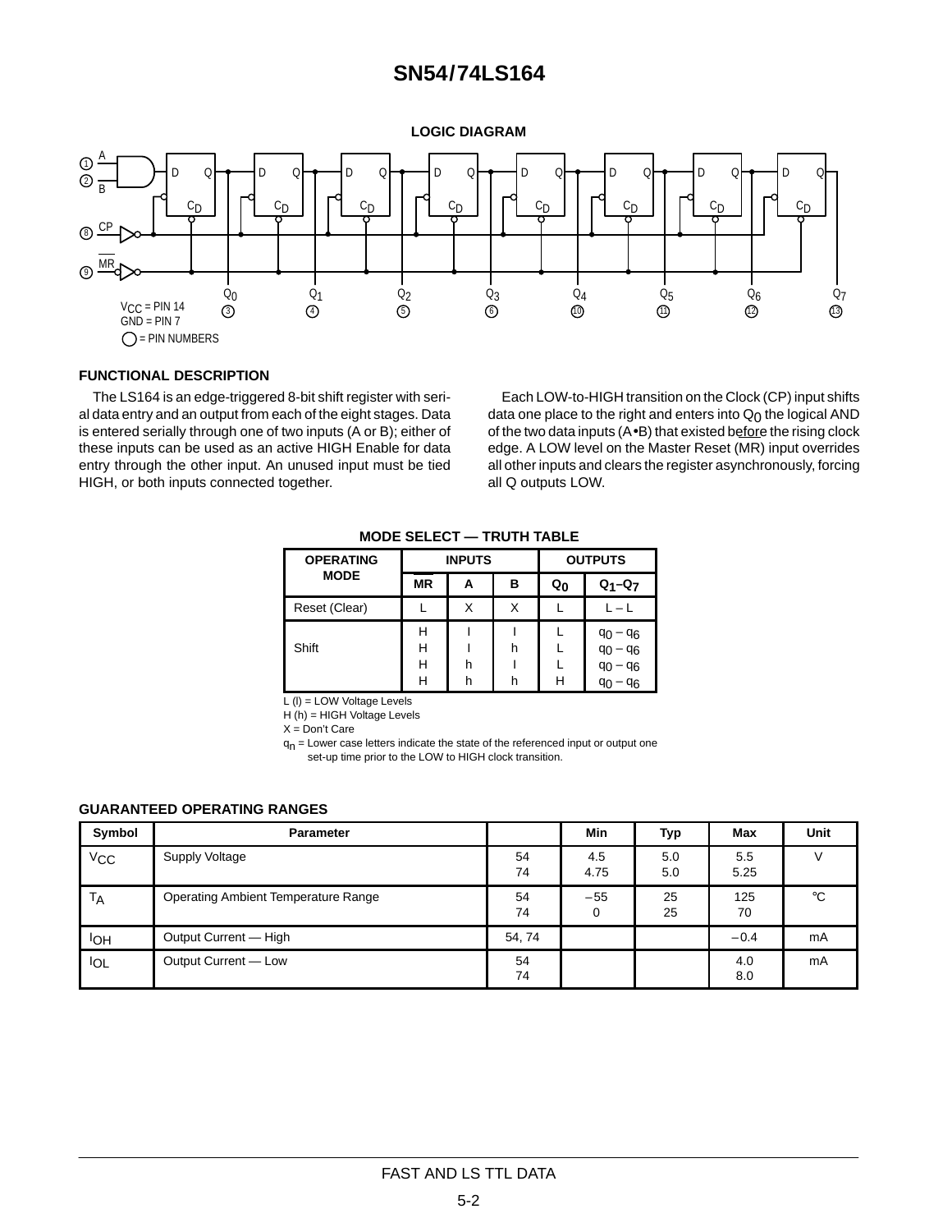# SN54/74LS164

**LOGIC DIAGRAM**

A (1), B (2), CP (8), $\overline{MR}$ (9)

$Q_0$ (3), $Q_1$ (4), $Q_2$ (5), $Q_3$ (6), $Q_4$ (10), $Q_5$ (11), $Q_6$ (12), $Q_7$ (13)

$V_{CC}$ = PIN 14
GND = PIN 7
○ = PIN NUMBERS

### FUNCTIONAL DESCRIPTION

The LS164 is an edge-triggered 8-bit shift register with serial data entry and an output from each of the eight stages. Data is entered serially through one of two inputs (A or B); either of these inputs can be used as an active HIGH Enable for data entry through the other input. An unused input must be tied HIGH, or both inputs connected together.

Each LOW-to-HIGH transition on the Clock (CP) input shifts data one place to the right and enters into $Q_0$ the logical AND of the two data inputs (A•B) that existed before the rising clock edge. A LOW level on the Master Reset (MR) input overrides all other inputs and clears the register asynchronously, forcing all Q outputs LOW.

**MODE SELECT — TRUTH TABLE**

| OPERATING MODE | INPUTS | | | OUTPUTS | |
|---|---|---|---|---|---|
| | $\overline{MR}$ | A | B | $Q_0$ | $Q_1$–$Q_7$ |
| Reset (Clear) | L | X | X | L | L – L |
| Shift | H | l | l | L | $q_0 - q_6$ |
| | H | l | h | L | $q_0 - q_6$ |
| | H | h | l | L | $q_0 - q_6$ |
| | H | h | h | H | $q_0 - q_6$ |

L (l) = LOW Voltage Levels
H (h) = HIGH Voltage Levels
X = Don't Care
$q_n$ = Lower case letters indicate the state of the referenced input or output one set-up time prior to the LOW to HIGH clock transition.

### GUARANTEED OPERATING RANGES

| Symbol | Parameter | | Min | Typ | Max | Unit |
|---|---|---|---|---|---|---|
| $V_{CC}$ | Supply Voltage | 54<br>74 | 4.5<br>4.75 | 5.0<br>5.0 | 5.5<br>5.25 | V |
| $T_A$ | Operating Ambient Temperature Range | 54<br>74 | –55<br>0 | 25<br>25 | 125<br>70 | °C |
| $I_{OH}$ | Output Current — High | 54, 74 | | | –0.4 | mA |
| $I_{OL}$ | Output Current — Low | 54<br>74 | | | 4.0<br>8.0 | mA |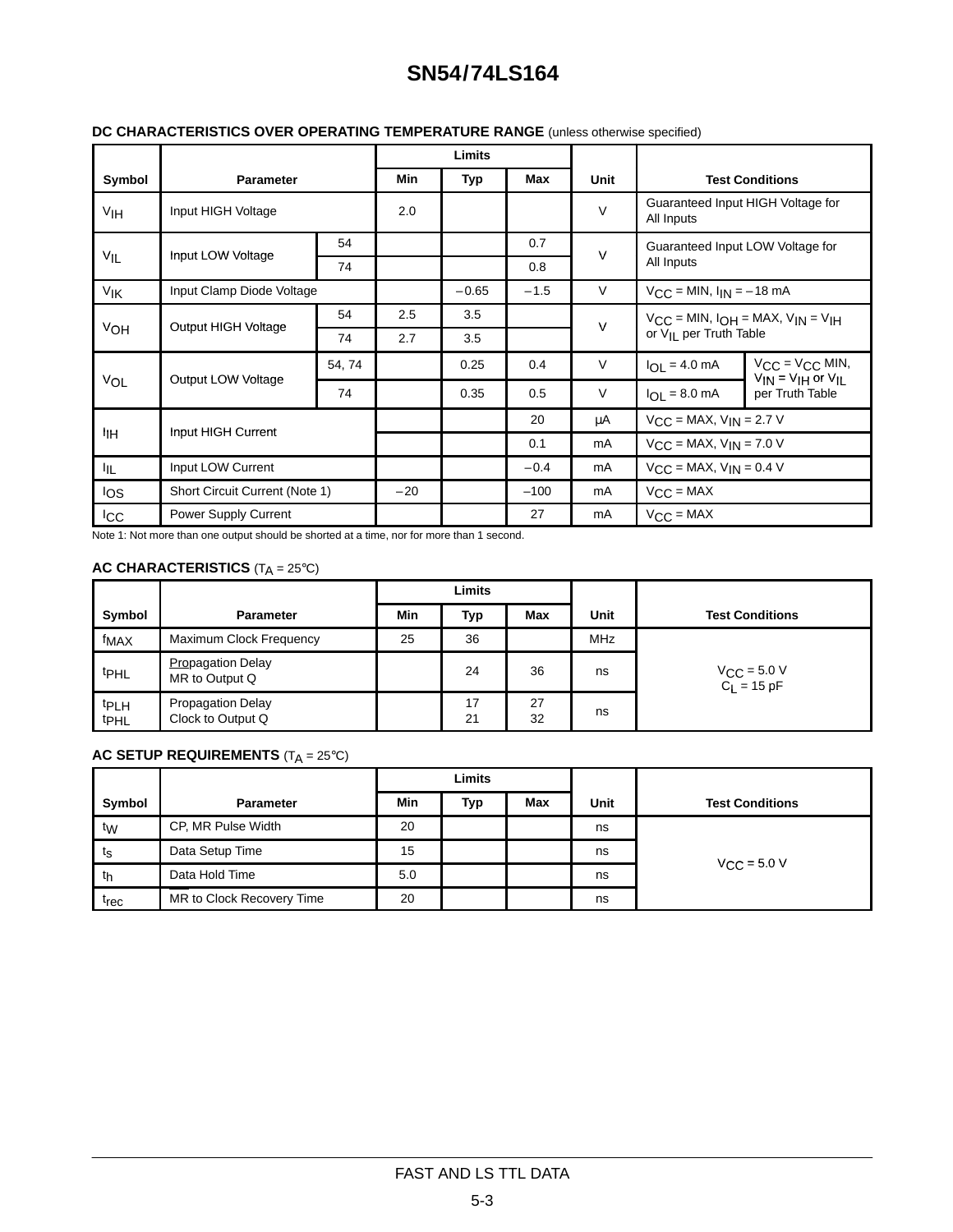# SN54/74LS164

**DC CHARACTERISTICS OVER OPERATING TEMPERATURE RANGE** (unless otherwise specified)

| Symbol | Parameter | | Limits Min | Limits Typ | Limits Max | Unit | Test Conditions | |
|---|---|---|---|---|---|---|---|---|
| $V_{IH}$ | Input HIGH Voltage | | 2.0 | | | V | Guaranteed Input HIGH Voltage for All Inputs | |
| $V_{IL}$ | Input LOW Voltage | 54 | | | 0.7 | V | Guaranteed Input LOW Voltage for All Inputs | |
| | | 74 | | | 0.8 | | | |
| $V_{IK}$ | Input Clamp Diode Voltage | | | −0.65 | −1.5 | V | $V_{CC}$ = MIN, $I_{IN}$ = −18 mA | |
| $V_{OH}$ | Output HIGH Voltage | 54 | 2.5 | 3.5 | | V | $V_{CC}$ = MIN, $I_{OH}$ = MAX, $V_{IN}$ = $V_{IH}$ or $V_{IL}$ per Truth Table | |
| | | 74 | 2.7 | 3.5 | | | | |
| $V_{OL}$ | Output LOW Voltage | 54, 74 | | 0.25 | 0.4 | V | $I_{OL}$ = 4.0 mA | $V_{CC}$ = $V_{CC}$ MIN, $V_{IN}$ = $V_{IH}$ or $V_{IL}$ per Truth Table |
| | | 74 | | 0.35 | 0.5 | V | $I_{OL}$ = 8.0 mA | |
| $I_{IH}$ | Input HIGH Current | | | | 20 | µA | $V_{CC}$ = MAX, $V_{IN}$ = 2.7 V | |
| | | | | | 0.1 | mA | $V_{CC}$ = MAX, $V_{IN}$ = 7.0 V | |
| $I_{IL}$ | Input LOW Current | | | | −0.4 | mA | $V_{CC}$ = MAX, $V_{IN}$ = 0.4 V | |
| $I_{OS}$ | Short Circuit Current (Note 1) | | −20 | | −100 | mA | $V_{CC}$ = MAX | |
| $I_{CC}$ | Power Supply Current | | | | 27 | mA | $V_{CC}$ = MAX | |

Note 1: Not more than one output should be shorted at a time, nor for more than 1 second.

**AC CHARACTERISTICS** ($T_A$ = 25°C)

| Symbol | Parameter | Limits Min | Limits Typ | Limits Max | Unit | Test Conditions |
|---|---|---|---|---|---|---|
| $f_{MAX}$ | Maximum Clock Frequency | 25 | 36 | | MHz | $V_{CC}$ = 5.0 V, $C_L$ = 15 pF |
| $t_{PHL}$ | Propagation Delay MR to Output Q | | 24 | 36 | ns | |
| $t_{PLH}$ / $t_{PHL}$ | Propagation Delay Clock to Output Q | | 17 / 21 | 27 / 32 | ns | |

**AC SETUP REQUIREMENTS** ($T_A$ = 25°C)

| Symbol | Parameter | Limits Min | Limits Typ | Limits Max | Unit | Test Conditions |
|---|---|---|---|---|---|---|
| $t_W$ | CP, MR Pulse Width | 20 | | | ns | $V_{CC}$ = 5.0 V |
| $t_s$ | Data Setup Time | 15 | | | ns | |
| $t_h$ | Data Hold Time | 5.0 | | | ns | |
| $t_{rec}$ | MR to Clock Recovery Time | 20 | | | ns | |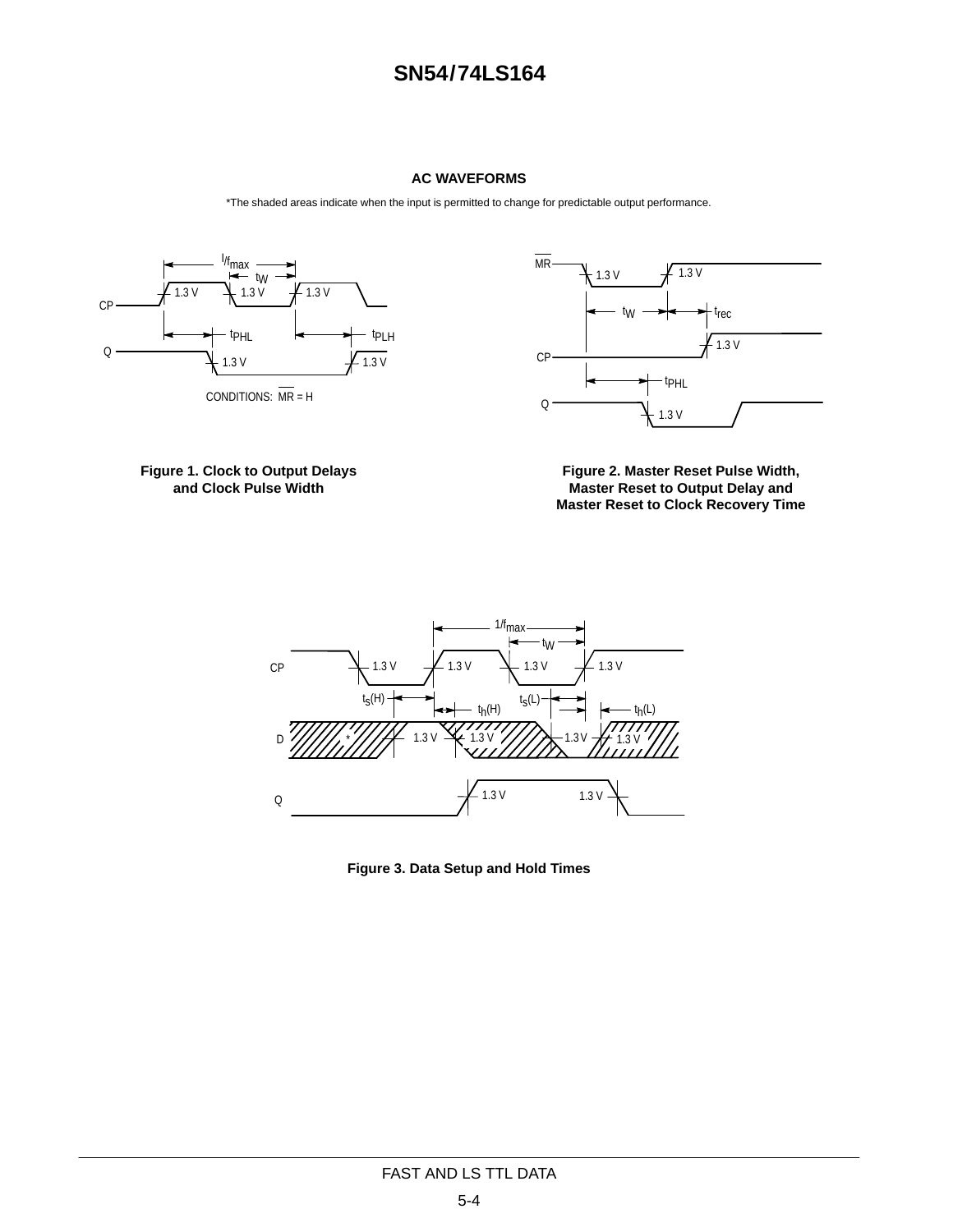## AC WAVEFORMS

*The shaded areas indicate when the input is permitted to change for predictable output performance.

$1/f_{max}$
$t_W$
1.3 V
1.3 V
1.3 V
CP
$t_{PHL}$
$t_{PLH}$
Q
1.3 V
1.3 V
CONDITIONS: $\overline{MR}$ = H

**Figure 1. Clock to Output Delays and Clock Pulse Width**

$\overline{MR}$
1.3 V
1.3 V
$t_W$
$t_{rec}$
1.3 V
CP
$t_{PHL}$
Q
1.3 V

**Figure 2. Master Reset Pulse Width, Master Reset to Output Delay and Master Reset to Clock Recovery Time**

$1/f_{max}$
$t_W$
CP
1.3 V
1.3 V
1.3 V
1.3 V
$t_S(H)$
$t_S(L)$
$t_h(H)$
$t_h(L)$
D
*
1.3 V
1.3 V
1.3 V
1.3 V
Q
1.3 V
1.3 V

**Figure 3. Data Setup and Hold Times**